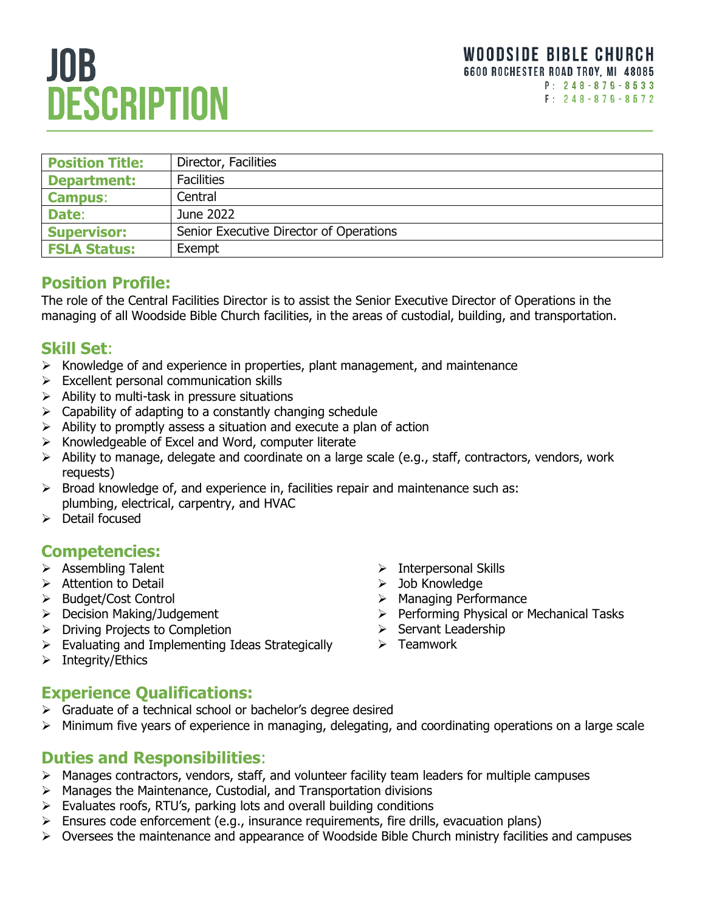# JOB DESCRIPTION

**WOODSIDE BIBLE CHURCH**
6600 ROCHESTER ROAD TROY, MI 48085
P: 248-879-8533
F: 248-879-8572

| | |
|---|---|
| **Position Title:** | Director, Facilities |
| **Department:** | Facilities |
| **Campus:** | Central |
| **Date:** | June 2022 |
| **Supervisor:** | Senior Executive Director of Operations |
| **FSLA Status:** | Exempt |

## Position Profile:

The role of the Central Facilities Director is to assist the Senior Executive Director of Operations in the managing of all Woodside Bible Church facilities, in the areas of custodial, building, and transportation.

## Skill Set:

- Knowledge of and experience in properties, plant management, and maintenance
- Excellent personal communication skills
- Ability to multi-task in pressure situations
- Capability of adapting to a constantly changing schedule
- Ability to promptly assess a situation and execute a plan of action
- Knowledgeable of Excel and Word, computer literate
- Ability to manage, delegate and coordinate on a large scale (e.g., staff, contractors, vendors, work requests)
- Broad knowledge of, and experience in, facilities repair and maintenance such as: plumbing, electrical, carpentry, and HVAC
- Detail focused

## Competencies:

- Assembling Talent
- Attention to Detail
- Budget/Cost Control
- Decision Making/Judgement
- Driving Projects to Completion
- Evaluating and Implementing Ideas Strategically
- Integrity/Ethics
- Interpersonal Skills
- Job Knowledge
- Managing Performance
- Performing Physical or Mechanical Tasks
- Servant Leadership
- Teamwork

## Experience Qualifications:

- Graduate of a technical school or bachelor's degree desired
- Minimum five years of experience in managing, delegating, and coordinating operations on a large scale

## Duties and Responsibilities:

- Manages contractors, vendors, staff, and volunteer facility team leaders for multiple campuses
- Manages the Maintenance, Custodial, and Transportation divisions
- Evaluates roofs, RTU's, parking lots and overall building conditions
- Ensures code enforcement (e.g., insurance requirements, fire drills, evacuation plans)
- Oversees the maintenance and appearance of Woodside Bible Church ministry facilities and campuses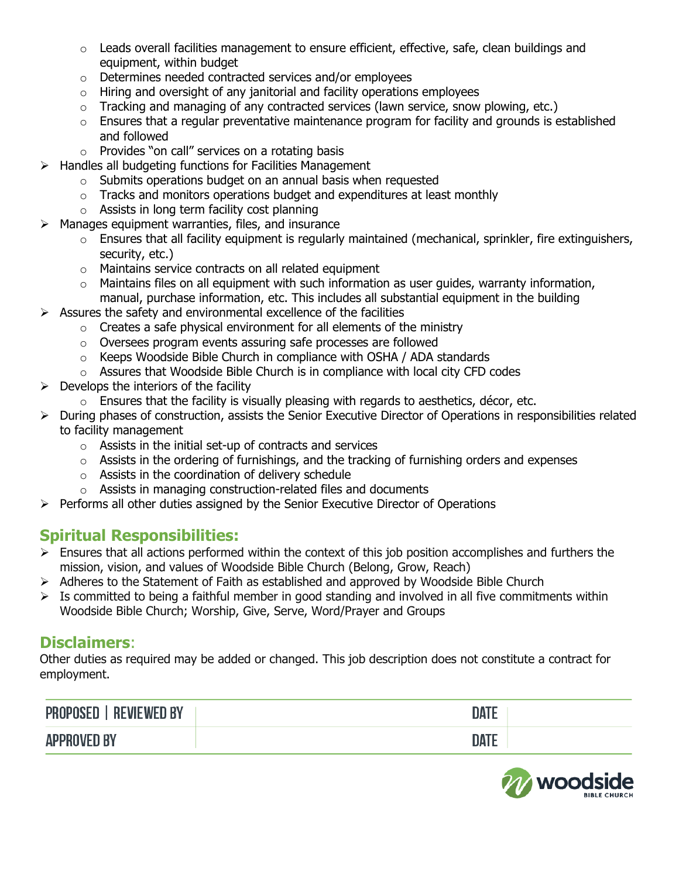- Leads overall facilities management to ensure efficient, effective, safe, clean buildings and equipment, within budget
  - Determines needed contracted services and/or employees
  - Hiring and oversight of any janitorial and facility operations employees
  - Tracking and managing of any contracted services (lawn service, snow plowing, etc.)
  - Ensures that a regular preventative maintenance program for facility and grounds is established and followed
  - Provides "on call" services on a rotating basis
- Handles all budgeting functions for Facilities Management
  - Submits operations budget on an annual basis when requested
  - Tracks and monitors operations budget and expenditures at least monthly
  - Assists in long term facility cost planning
- Manages equipment warranties, files, and insurance
  - Ensures that all facility equipment is regularly maintained (mechanical, sprinkler, fire extinguishers, security, etc.)
  - Maintains service contracts on all related equipment
  - Maintains files on all equipment with such information as user guides, warranty information, manual, purchase information, etc. This includes all substantial equipment in the building
- Assures the safety and environmental excellence of the facilities
  - Creates a safe physical environment for all elements of the ministry
  - Oversees program events assuring safe processes are followed
  - Keeps Woodside Bible Church in compliance with OSHA / ADA standards
  - Assures that Woodside Bible Church is in compliance with local city CFD codes
- Develops the interiors of the facility
  - Ensures that the facility is visually pleasing with regards to aesthetics, décor, etc.
- During phases of construction, assists the Senior Executive Director of Operations in responsibilities related to facility management
  - Assists in the initial set-up of contracts and services
  - Assists in the ordering of furnishings, and the tracking of furnishing orders and expenses
  - Assists in the coordination of delivery schedule
  - Assists in managing construction-related files and documents
- Performs all other duties assigned by the Senior Executive Director of Operations

## Spiritual Responsibilities:

- Ensures that all actions performed within the context of this job position accomplishes and furthers the mission, vision, and values of Woodside Bible Church (Belong, Grow, Reach)
- Adheres to the Statement of Faith as established and approved by Woodside Bible Church
- Is committed to being a faithful member in good standing and involved in all five commitments within Woodside Bible Church; Worship, Give, Serve, Word/Prayer and Groups

## Disclaimers:

Other duties as required may be added or changed. This job description does not constitute a contract for employment.

| | | | |
|---|---|---|---|
| PROPOSED \| REVIEWED BY | | DATE | |
| APPROVED BY | | DATE | |

woodside
BIBLE CHURCH